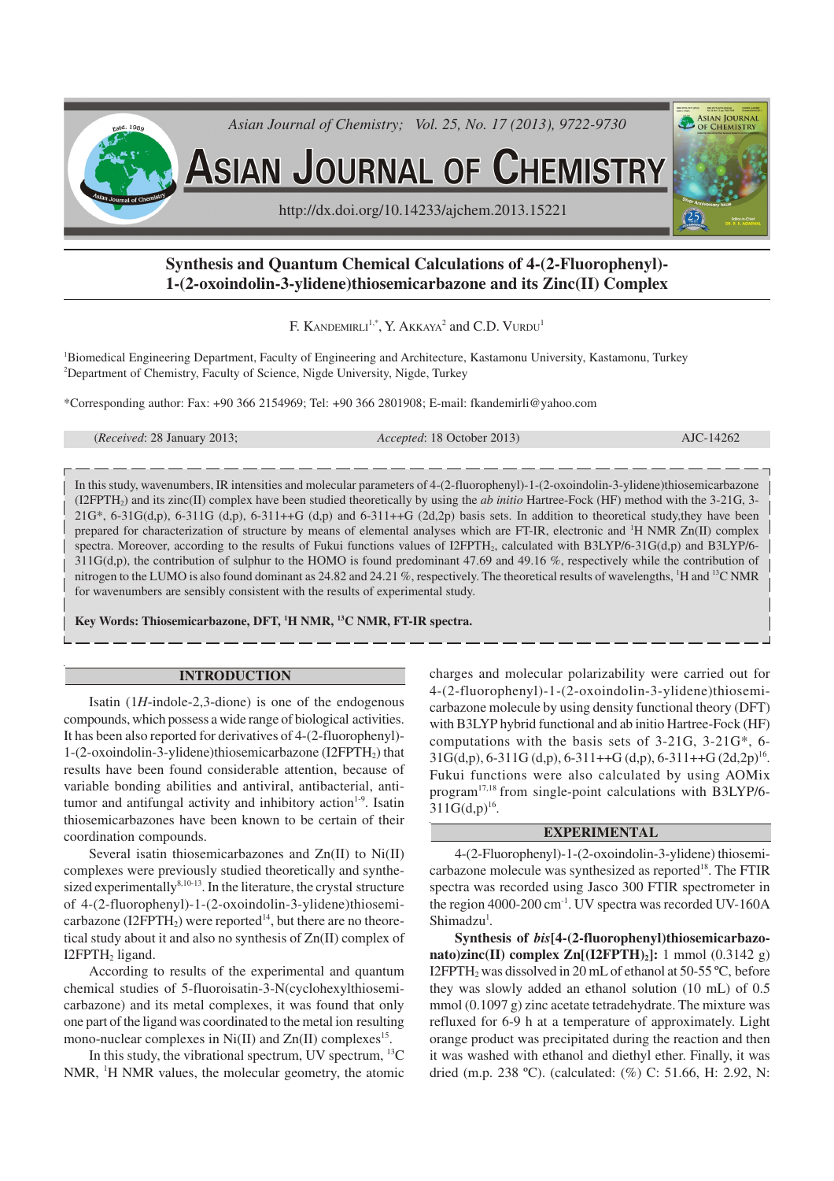# Synthesis and Quantum Chemical Calculations of 4-(2-Fluorophenyl)-1-(2-oxoindolin-3-ylidene)thiosemicarbazone and its Zinc(II) Complex

F. KANDEMIRLI[1,*], Y. AKKAYA[2] and C.D. VURDU[1]

[1]Biomedical Engineering Department, Faculty of Engineering and Architecture, Kastamonu University, Kastamonu, Turkey
[2]Department of Chemistry, Faculty of Science, Nigde University, Nigde, Turkey

*Corresponding author: Fax: +90 366 2154969; Tel: +90 366 2801908; E-mail: fkandemirli@yahoo.com

(*Received*: 28 January 2013; *Accepted*: 18 October 2013) AJC-14262

In this study, wavenumbers, IR intensities and molecular parameters of 4-(2-fluorophenyl)-1-(2-oxoindolin-3-ylidene)thiosemicarbazone ($I2FPTH_2$) and its zinc(II) complex have been studied theoretically by using the *ab initio* Hartree-Fock (HF) method with the 3-21G, 3-21G*, 6-31G(d,p), 6-311G (d,p), 6-311++G (d,p) and 6-311++G (2d,2p) basis sets. In addition to theoretical study,they have been prepared for characterization of structure by means of elemental analyses which are FT-IR, electronic and $^1H$ NMR Zn(II) complex spectra. Moreover, according to the results of Fukui functions values of $I2FPTH_2$, calculated with B3LYP/6-31G(d,p) and B3LYP/6-311G(d,p), the contribution of sulphur to the HOMO is found predominant 47.69 and 49.16 %, respectively while the contribution of nitrogen to the LUMO is also found dominant as 24.82 and 24.21 %, respectively. The theoretical results of wavelengths, $^1H$ and $^{13}C$ NMR for wavenumbers are sensibly consistent with the results of experimental study.

**Key Words: Thiosemicarbazone, DFT, $^1H$ NMR, $^{13}C$ NMR, FT-IR spectra.**

## INTRODUCTION

Isatin (1*H*-indole-2,3-dione) is one of the endogenous compounds, which possess a wide range of biological activities. It has been also reported for derivatives of 4-(2-fluorophenyl)-1-(2-oxoindolin-3-ylidene)thiosemicarbazone ($I2FPTH_2$) that results have been found considerable attention, because of variable bonding abilities and antiviral, antibacterial, antitumor and antifungal activity and inhibitory action[1-9]. Isatin thiosemicarbazones have been known to be certain of their coordination compounds.

Several isatin thiosemicarbazones and Zn(II) to Ni(II) complexes were previously studied theoretically and synthesized experimentally[8,10-13]. In the literature, the crystal structure of 4-(2-fluorophenyl)-1-(2-oxoindolin-3-ylidene)thiosemicarbazone ($I2FPTH_2$) were reported[14], but there are no theoretical study about it and also no synthesis of Zn(II) complex of $I2FPTH_2$ ligand.

According to results of the experimental and quantum chemical studies of 5-fluoroisatin-3-N(cyclohexylthiosemicarbazone) and its metal complexes, it was found that only one part of the ligand was coordinated to the metal ion resulting mono-nuclear complexes in Ni(II) and Zn(II) complexes[15].

In this study, the vibrational spectrum, UV spectrum, $^{13}C$ NMR, $^1H$ NMR values, the molecular geometry, the atomic charges and molecular polarizability were carried out for 4-(2-fluorophenyl)-1-(2-oxoindolin-3-ylidene)thiosemicarbazone molecule by using density functional theory (DFT) with B3LYP hybrid functional and ab initio Hartree-Fock (HF) computations with the basis sets of 3-21G, 3-21G*, 6-31G(d,p), 6-311G (d,p), 6-311++G (d,p), 6-311++G (2d,2p)[16]. Fukui functions were also calculated by using AOMix program[17,18] from single-point calculations with B3LYP/6-311G(d,p)[16].

## EXPERIMENTAL

4-(2-Fluorophenyl)-1-(2-oxoindolin-3-ylidene) thiosemicarbazone molecule was synthesized as reported[18]. The FTIR spectra was recorded using Jasco 300 FTIR spectrometer in the region 4000-200 $cm^{-1}$. UV spectra was recorded UV-160A Shimadzu[1].

**Synthesis of *bis*[4-(2-fluorophenyl)thiosemicarbazonato)zinc(II) complex $Zn[(I2FPTH)_2]$:** 1 mmol (0.3142 g) $I2FPTH_2$ was dissolved in 20 mL of ethanol at 50-55 ºC, before they was slowly added an ethanol solution (10 mL) of 0.5 mmol (0.1097 g) zinc acetate tetradehydrate. The mixture was refluxed for 6-9 h at a temperature of approximately. Light orange product was precipitated during the reaction and then it was washed with ethanol and diethyl ether. Finally, it was dried (m.p. 238 ºC). (calculated: (%) C: 51.66, H: 2.92, N: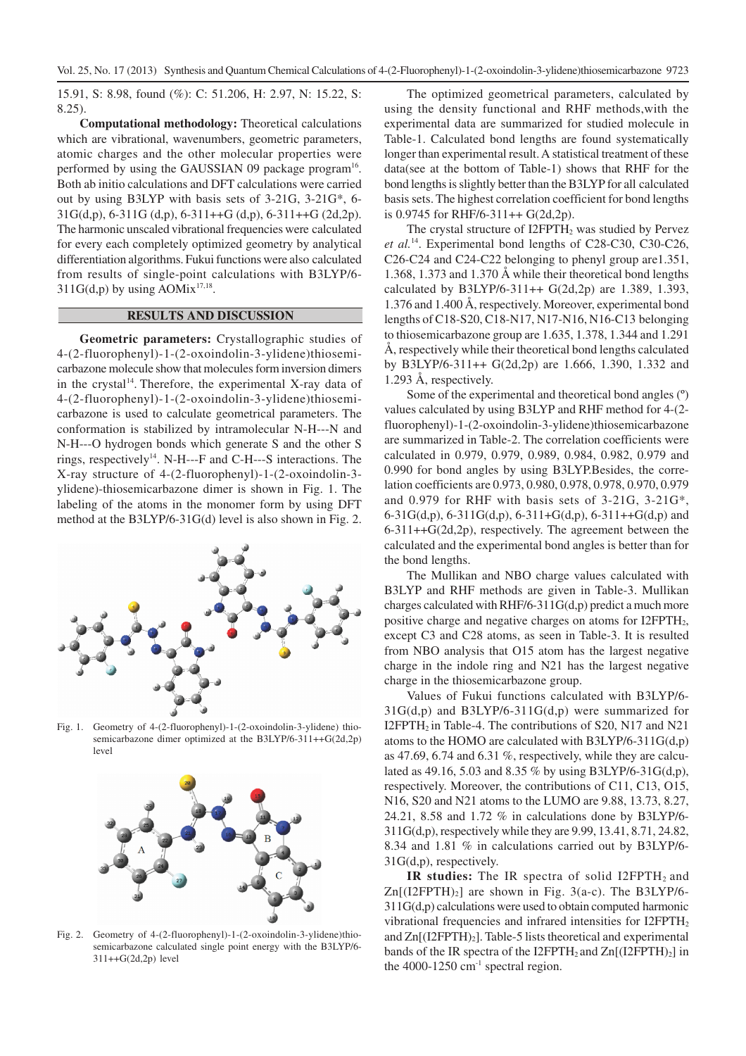15.91, S: 8.98, found (%): C: 51.206, H: 2.97, N: 15.22, S: 8.25).

**Computational methodology:** Theoretical calculations which are vibrational, wavenumbers, geometric parameters, atomic charges and the other molecular properties were performed by using the GAUSSIAN 09 package program[16]. Both ab initio calculations and DFT calculations were carried out by using B3LYP with basis sets of 3-21G, 3-21G*, 6-31G(d,p), 6-311G (d,p), 6-311++G (d,p), 6-311++G (2d,2p). The harmonic unscaled vibrational frequencies were calculated for every each completely optimized geometry by analytical differentiation algorithms. Fukui functions were also calculated from results of single-point calculations with B3LYP/6-311G(d,p) by using AOMix[17,18].

## RESULTS AND DISCUSSION

**Geometric parameters:** Crystallographic studies of 4-(2-fluorophenyl)-1-(2-oxoindolin-3-ylidene)thiosemicarbazone molecule show that molecules form inversion dimers in the crystal[14]. Therefore, the experimental X-ray data of 4-(2-fluorophenyl)-1-(2-oxoindolin-3-ylidene)thiosemicarbazone is used to calculate geometrical parameters. The conformation is stabilized by intramolecular N-H---N and N-H---O hydrogen bonds which generate S and the other S rings, respectively[14]. N-H---F and C-H---S interactions. The X-ray structure of 4-(2-fluorophenyl)-1-(2-oxoindolin-3-ylidene)-thiosemicarbazone dimer is shown in Fig. 1. The labeling of the atoms in the monomer form by using DFT method at the B3LYP/6-31G(d) level is also shown in Fig. 2.

Fig. 1. Geometry of 4-(2-fluorophenyl)-1-(2-oxoindolin-3-ylidene) thiosemicarbazone dimer optimized at the B3LYP/6-311++G(2d,2p) level

Fig. 2. Geometry of 4-(2-fluorophenyl)-1-(2-oxoindolin-3-ylidene)thiosemicarbazone calculated single point energy with the B3LYP/6-311++G(2d,2p) level

The optimized geometrical parameters, calculated by using the density functional and RHF methods,with the experimental data are summarized for studied molecule in Table-1. Calculated bond lengths are found systematically longer than experimental result. A statistical treatment of these data(see at the bottom of Table-1) shows that RHF for the bond lengths is slightly better than the B3LYP for all calculated basis sets. The highest correlation coefficient for bond lengths is 0.9745 for RHF/6-311++ G(2d,2p).

The crystal structure of $I2FPTH_2$ was studied by Pervez *et al.*[14]. Experimental bond lengths of C28-C30, C30-C26, C26-C24 and C24-C22 belonging to phenyl group are1.351, 1.368, 1.373 and 1.370 Å while their theoretical bond lengths calculated by B3LYP/6-311++ G(2d,2p) are 1.389, 1.393, 1.376 and 1.400 Å, respectively. Moreover, experimental bond lengths of C18-S20, C18-N17, N17-N16, N16-C13 belonging to thiosemicarbazone group are 1.635, 1.378, 1.344 and 1.291 Å, respectively while their theoretical bond lengths calculated by B3LYP/6-311++ G(2d,2p) are 1.666, 1.390, 1.332 and 1.293 Å, respectively.

Some of the experimental and theoretical bond angles (º) values calculated by using B3LYP and RHF method for 4-(2-fluorophenyl)-1-(2-oxoindolin-3-ylidene)thiosemicarbazone are summarized in Table-2. The correlation coefficients were calculated in 0.979, 0.979, 0.989, 0.984, 0.982, 0.979 and 0.990 for bond angles by using B3LYP.Besides, the correlation coefficients are 0.973, 0.980, 0.978, 0.978, 0.970, 0.979 and 0.979 for RHF with basis sets of 3-21G, 3-21G*, 6-31G(d,p), 6-311G(d,p), 6-311+G(d,p), 6-311++G(d,p) and 6-311++G(2d,2p), respectively. The agreement between the calculated and the experimental bond angles is better than for the bond lengths.

The Mullikan and NBO charge values calculated with B3LYP and RHF methods are given in Table-3. Mullikan charges calculated with RHF/6-311G(d,p) predict a much more positive charge and negative charges on atoms for $I2FPTH_2$, except C3 and C28 atoms, as seen in Table-3. It is resulted from NBO analysis that O15 atom has the largest negative charge in the indole ring and N21 has the largest negative charge in the thiosemicarbazone group.

Values of Fukui functions calculated with B3LYP/6-31G(d,p) and B3LYP/6-311G(d,p) were summarized for $I2FPTH_2$ in Table-4. The contributions of S20, N17 and N21 atoms to the HOMO are calculated with B3LYP/6-311G(d,p) as 47.69, 6.74 and 6.31 %, respectively, while they are calculated as 49.16, 5.03 and 8.35 % by using B3LYP/6-31G(d,p), respectively. Moreover, the contributions of C11, C13, O15, N16, S20 and N21 atoms to the LUMO are 9.88, 13.73, 8.27, 24.21, 8.58 and 1.72 % in calculations done by B3LYP/6-311G(d,p), respectively while they are 9.99, 13.41, 8.71, 24.82, 8.34 and 1.81 % in calculations carried out by B3LYP/6-31G(d,p), respectively.

**IR studies:** The IR spectra of solid $I2FPTH_2$ and $Zn[(I2FPTH)_2]$ are shown in Fig. 3(a-c). The B3LYP/6-311G(d,p) calculations were used to obtain computed harmonic vibrational frequencies and infrared intensities for $I2FPTH_2$ and $Zn[(I2FPTH)_2]$. Table-5 lists theoretical and experimental bands of the IR spectra of the $I2FPTH_2$ and $Zn[(I2FPTH)_2]$ in the 4000-1250 $cm^{-1}$ spectral region.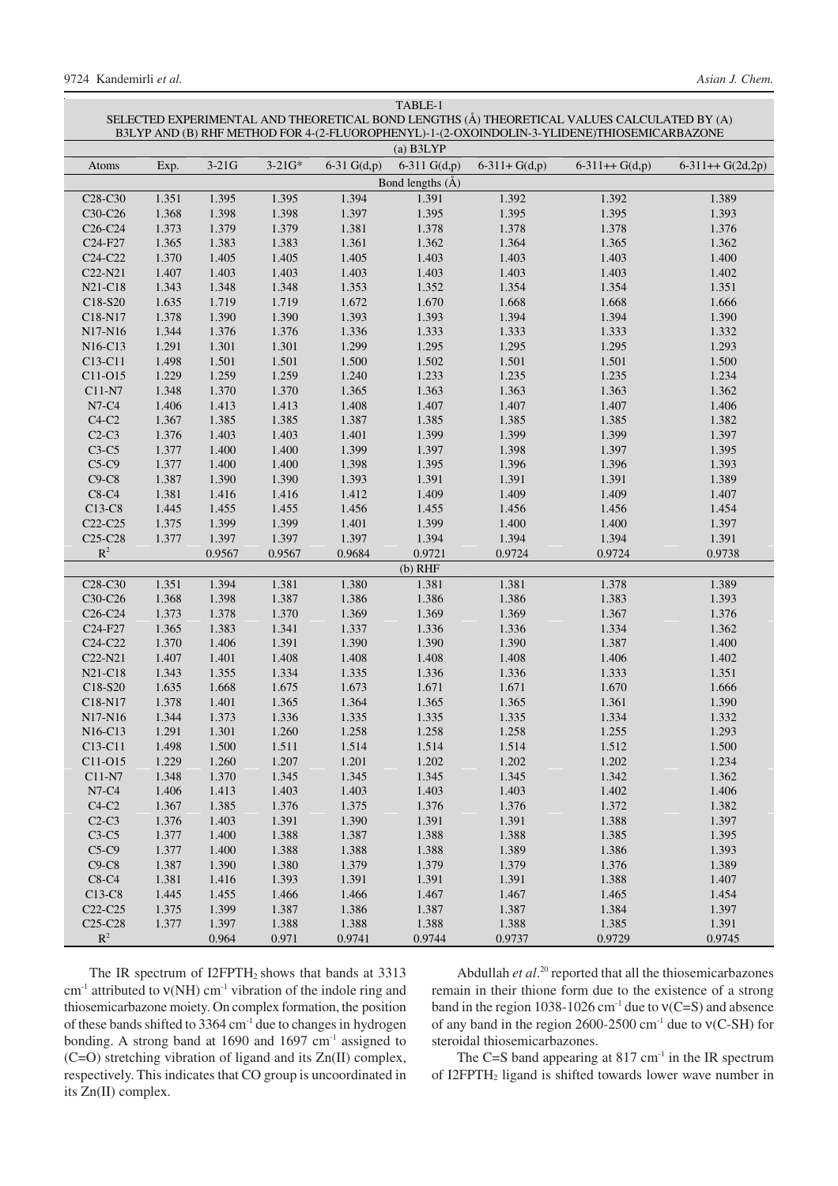TABLE-1
SELECTED EXPERIMENTAL AND THEORETICAL BOND LENGTHS (Å) THEORETICAL VALUES CALCULATED BY (A) B3LYP AND (B) RHF METHOD FOR 4-(2-FLUOROPHENYL)-1-(2-OXOINDOLIN-3-YLIDENE)THIOSEMICARBAZONE

| (a) B3LYP | | | | | | | | |
|---|---|---|---|---|---|---|---|---|
| Atoms | Exp. | 3-21G | 3-21G* | 6-31 G(d,p) | 6-311 G(d,p) | 6-311+ G(d,p) | 6-311++ G(d,p) | 6-311++ G(2d,2p) |
| Bond lengths (Å) | | | | | | | | |
| C28-C30 | 1.351 | 1.395 | 1.395 | 1.394 | 1.391 | 1.392 | 1.392 | 1.389 |
| C30-C26 | 1.368 | 1.398 | 1.398 | 1.397 | 1.395 | 1.395 | 1.395 | 1.393 |
| C26-C24 | 1.373 | 1.379 | 1.379 | 1.381 | 1.378 | 1.378 | 1.378 | 1.376 |
| C24-F27 | 1.365 | 1.383 | 1.383 | 1.361 | 1.362 | 1.364 | 1.365 | 1.362 |
| C24-C22 | 1.370 | 1.405 | 1.405 | 1.405 | 1.403 | 1.403 | 1.403 | 1.400 |
| C22-N21 | 1.407 | 1.403 | 1.403 | 1.403 | 1.403 | 1.403 | 1.403 | 1.402 |
| N21-C18 | 1.343 | 1.348 | 1.348 | 1.353 | 1.352 | 1.354 | 1.354 | 1.351 |
| C18-S20 | 1.635 | 1.719 | 1.719 | 1.672 | 1.670 | 1.668 | 1.668 | 1.666 |
| C18-N17 | 1.378 | 1.390 | 1.390 | 1.393 | 1.393 | 1.394 | 1.394 | 1.390 |
| N17-N16 | 1.344 | 1.376 | 1.376 | 1.336 | 1.333 | 1.333 | 1.333 | 1.332 |
| N16-C13 | 1.291 | 1.301 | 1.301 | 1.299 | 1.295 | 1.295 | 1.295 | 1.293 |
| C13-C11 | 1.498 | 1.501 | 1.501 | 1.500 | 1.502 | 1.501 | 1.501 | 1.500 |
| C11-O15 | 1.229 | 1.259 | 1.259 | 1.240 | 1.233 | 1.235 | 1.235 | 1.234 |
| C11-N7 | 1.348 | 1.370 | 1.370 | 1.365 | 1.363 | 1.363 | 1.363 | 1.362 |
| N7-C4 | 1.406 | 1.413 | 1.413 | 1.408 | 1.407 | 1.407 | 1.407 | 1.406 |
| C4-C2 | 1.367 | 1.385 | 1.385 | 1.387 | 1.385 | 1.385 | 1.385 | 1.382 |
| C2-C3 | 1.376 | 1.403 | 1.403 | 1.401 | 1.399 | 1.399 | 1.399 | 1.397 |
| C3-C5 | 1.377 | 1.400 | 1.400 | 1.399 | 1.397 | 1.398 | 1.397 | 1.395 |
| C5-C9 | 1.377 | 1.400 | 1.400 | 1.398 | 1.395 | 1.396 | 1.396 | 1.393 |
| C9-C8 | 1.387 | 1.390 | 1.390 | 1.393 | 1.391 | 1.391 | 1.391 | 1.389 |
| C8-C4 | 1.381 | 1.416 | 1.416 | 1.412 | 1.409 | 1.409 | 1.409 | 1.407 |
| C13-C8 | 1.445 | 1.455 | 1.455 | 1.456 | 1.455 | 1.456 | 1.456 | 1.454 |
| C22-C25 | 1.375 | 1.399 | 1.399 | 1.401 | 1.399 | 1.400 | 1.400 | 1.397 |
| C25-C28 | 1.377 | 1.397 | 1.397 | 1.397 | 1.394 | 1.394 | 1.394 | 1.391 |
| $R^2$ | | 0.9567 | 0.9567 | 0.9684 | 0.9721 | 0.9724 | 0.9724 | 0.9738 |
| (b) RHF | | | | | | | | |
| C28-C30 | 1.351 | 1.394 | 1.381 | 1.380 | 1.381 | 1.381 | 1.378 | 1.389 |
| C30-C26 | 1.368 | 1.398 | 1.387 | 1.386 | 1.386 | 1.386 | 1.383 | 1.393 |
| C26-C24 | 1.373 | 1.378 | 1.370 | 1.369 | 1.369 | 1.369 | 1.367 | 1.376 |
| C24-F27 | 1.365 | 1.383 | 1.341 | 1.337 | 1.336 | 1.336 | 1.334 | 1.362 |
| C24-C22 | 1.370 | 1.406 | 1.391 | 1.390 | 1.390 | 1.390 | 1.387 | 1.400 |
| C22-N21 | 1.407 | 1.401 | 1.408 | 1.408 | 1.408 | 1.408 | 1.406 | 1.402 |
| N21-C18 | 1.343 | 1.355 | 1.334 | 1.335 | 1.336 | 1.336 | 1.333 | 1.351 |
| C18-S20 | 1.635 | 1.668 | 1.675 | 1.673 | 1.671 | 1.671 | 1.670 | 1.666 |
| C18-N17 | 1.378 | 1.401 | 1.365 | 1.364 | 1.365 | 1.365 | 1.361 | 1.390 |
| N17-N16 | 1.344 | 1.373 | 1.336 | 1.335 | 1.335 | 1.335 | 1.334 | 1.332 |
| N16-C13 | 1.291 | 1.301 | 1.260 | 1.258 | 1.258 | 1.258 | 1.255 | 1.293 |
| C13-C11 | 1.498 | 1.500 | 1.511 | 1.514 | 1.514 | 1.514 | 1.512 | 1.500 |
| C11-O15 | 1.229 | 1.260 | 1.207 | 1.201 | 1.202 | 1.202 | 1.202 | 1.234 |
| C11-N7 | 1.348 | 1.370 | 1.345 | 1.345 | 1.345 | 1.345 | 1.342 | 1.362 |
| N7-C4 | 1.406 | 1.413 | 1.403 | 1.403 | 1.403 | 1.403 | 1.402 | 1.406 |
| C4-C2 | 1.367 | 1.385 | 1.376 | 1.375 | 1.376 | 1.376 | 1.372 | 1.382 |
| C2-C3 | 1.376 | 1.403 | 1.391 | 1.390 | 1.391 | 1.391 | 1.388 | 1.397 |
| C3-C5 | 1.377 | 1.400 | 1.388 | 1.387 | 1.388 | 1.388 | 1.385 | 1.395 |
| C5-C9 | 1.377 | 1.400 | 1.388 | 1.388 | 1.388 | 1.389 | 1.386 | 1.393 |
| C9-C8 | 1.387 | 1.390 | 1.380 | 1.379 | 1.379 | 1.379 | 1.376 | 1.389 |
| C8-C4 | 1.381 | 1.416 | 1.393 | 1.391 | 1.391 | 1.391 | 1.388 | 1.407 |
| C13-C8 | 1.445 | 1.455 | 1.466 | 1.466 | 1.467 | 1.467 | 1.465 | 1.454 |
| C22-C25 | 1.375 | 1.399 | 1.387 | 1.386 | 1.387 | 1.387 | 1.384 | 1.397 |
| C25-C28 | 1.377 | 1.397 | 1.388 | 1.388 | 1.388 | 1.388 | 1.385 | 1.391 |
| $R^2$ | | 0.964 | 0.971 | 0.9741 | 0.9744 | 0.9737 | 0.9729 | 0.9745 |

The IR spectrum of $I2FPTH_2$ shows that bands at 3313 $cm^{-1}$ attributed to $\nu$(NH) $cm^{-1}$ vibration of the indole ring and thiosemicarbazone moiety. On complex formation, the position of these bands shifted to 3364 $cm^{-1}$ due to changes in hydrogen bonding. A strong band at 1690 and 1697 $cm^{-1}$ assigned to (C=O) stretching vibration of ligand and its Zn(II) complex, respectively. This indicates that CO group is uncoordinated in its Zn(II) complex.

Abdullah *et al*.[20] reported that all the thiosemicarbazones remain in their thione form due to the existence of a strong band in the region 1038-1026 $cm^{-1}$ due to $\nu$(C=S) and absence of any band in the region 2600-2500 $cm^{-1}$ due to $\nu$(C-SH) for steroidal thiosemicarbazones.

The C=S band appearing at 817 $cm^{-1}$ in the IR spectrum of $I2FPTH_2$ ligand is shifted towards lower wave number in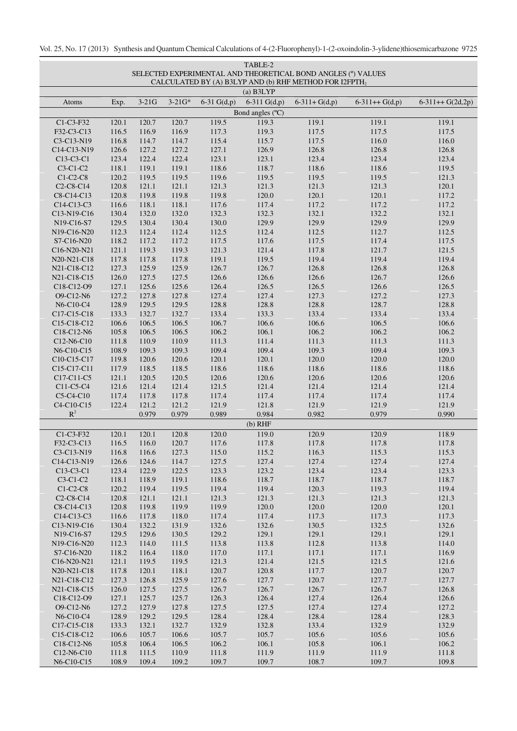TABLE-2
SELECTED EXPERIMENTAL AND THEORETICAL BOND ANGLES (°) VALUES CALCULATED BY (A) B3LYP AND (b) RHF METHOD FOR I2FPTH$_2$

| Atoms | Exp. | 3-21G | 3-21G* | 6-31 G(d,p) | 6-311 G(d,p) | 6-311+ G(d,p) | 6-311++ G(d,p) | 6-311++ G(2d,2p) |
|---|---|---|---|---|---|---|---|---|
| (a) B3LYP | | | | | | | | |
| Bond angles (°C) | | | | | | | | |
| C1-C3-F32 | 120.1 | 120.7 | 120.7 | 119.5 | 119.3 | 119.1 | 119.1 | 119.1 |
| F32-C3-C13 | 116.5 | 116.9 | 116.9 | 117.3 | 119.3 | 117.5 | 117.5 | 117.5 |
| C3-C13-N19 | 116.8 | 114.7 | 114.7 | 115.4 | 115.7 | 117.5 | 116.0 | 116.0 |
| C14-C13-N19 | 126.6 | 127.2 | 127.2 | 127.1 | 126.9 | 126.8 | 126.8 | 126.8 |
| C13-C3-C1 | 123.4 | 122.4 | 122.4 | 123.1 | 123.1 | 123.4 | 123.4 | 123.4 |
| C3-C1-C2 | 118.1 | 119.1 | 119.1 | 118.6 | 118.7 | 118.6 | 118.6 | 119.5 |
| C1-C2-C8 | 120.2 | 119.5 | 119.5 | 119.6 | 119.5 | 119.5 | 119.5 | 121.3 |
| C2-C8-C14 | 120.8 | 121.1 | 121.1 | 121.3 | 121.3 | 121.3 | 121.3 | 120.1 |
| C8-C14-C13 | 120.8 | 119.8 | 119.8 | 119.8 | 120.0 | 120.1 | 120.1 | 117.2 |
| C14-C13-C3 | 116.6 | 118.1 | 118.1 | 117.6 | 117.4 | 117.2 | 117.2 | 117.2 |
| C13-N19-C16 | 130.4 | 132.0 | 132.0 | 132.3 | 132.3 | 132.1 | 132.2 | 132.1 |
| N19-C16-S7 | 129.5 | 130.4 | 130.4 | 130.0 | 129.9 | 129.9 | 129.9 | 129.9 |
| N19-C16-N20 | 112.3 | 112.4 | 112.4 | 112.5 | 112.4 | 112.5 | 112.7 | 112.5 |
| S7-C16-N20 | 118.2 | 117.2 | 117.2 | 117.5 | 117.6 | 117.5 | 117.4 | 117.5 |
| C16-N20-N21 | 121.1 | 119.3 | 119.3 | 121.3 | 121.4 | 117.8 | 121.7 | 121.5 |
| N20-N21-C18 | 117.8 | 117.8 | 117.8 | 119.1 | 119.5 | 119.4 | 119.4 | 119.4 |
| N21-C18-C12 | 127.3 | 125.9 | 125.9 | 126.7 | 126.7 | 126.8 | 126.8 | 126.8 |
| N21-C18-C15 | 126.0 | 127.5 | 127.5 | 126.6 | 126.6 | 126.6 | 126.7 | 126.6 |
| C18-C12-O9 | 127.1 | 125.6 | 125.6 | 126.4 | 126.5 | 126.5 | 126.6 | 126.5 |
| O9-C12-N6 | 127.2 | 127.8 | 127.8 | 127.4 | 127.4 | 127.3 | 127.2 | 127.3 |
| N6-C10-C4 | 128.9 | 129.5 | 129.5 | 128.8 | 128.8 | 128.8 | 128.7 | 128.8 |
| C17-C15-C18 | 133.3 | 132.7 | 132.7 | 133.4 | 133.3 | 133.4 | 133.4 | 133.4 |
| C15-C18-C12 | 106.6 | 106.5 | 106.5 | 106.7 | 106.6 | 106.6 | 106.5 | 106.6 |
| C18-C12-N6 | 105.8 | 106.5 | 106.5 | 106.2 | 106.1 | 106.2 | 106.2 | 106.2 |
| C12-N6-C10 | 111.8 | 110.9 | 110.9 | 111.3 | 111.4 | 111.3 | 111.3 | 111.3 |
| N6-C10-C15 | 108.9 | 109.3 | 109.3 | 109.4 | 109.4 | 109.3 | 109.4 | 109.3 |
| C10-C15-C17 | 119.8 | 120.6 | 120.6 | 120.1 | 120.1 | 120.0 | 120.0 | 120.0 |
| C15-C17-C11 | 117.9 | 118.5 | 118.5 | 118.6 | 118.6 | 118.6 | 118.6 | 118.6 |
| C17-C11-C5 | 121.1 | 120.5 | 120.5 | 120.6 | 120.6 | 120.6 | 120.6 | 120.6 |
| C11-C5-C4 | 121.6 | 121.4 | 121.4 | 121.5 | 121.4 | 121.4 | 121.4 | 121.4 |
| C5-C4-C10 | 117.4 | 117.8 | 117.8 | 117.4 | 117.4 | 117.4 | 117.4 | 117.4 |
| C4-C10-C15 | 122.4 | 121.2 | 121.2 | 121.9 | 121.8 | 121.9 | 121.9 | 121.9 |
| $R^2$ | | 0.979 | 0.979 | 0.989 | 0.984 | 0.982 | 0.979 | 0.990 |
| (b) RHF | | | | | | | | |
| C1-C3-F32 | 120.1 | 120.1 | 120.8 | 120.0 | 119.0 | 120.9 | 120.9 | 118.9 |
| F32-C3-C13 | 116.5 | 116.0 | 120.7 | 117.6 | 117.8 | 117.8 | 117.8 | 117.8 |
| C3-C13-N19 | 116.8 | 116.6 | 127.3 | 115.0 | 115.2 | 116.3 | 115.3 | 115.3 |
| C14-C13-N19 | 126.6 | 124.6 | 114.7 | 127.5 | 127.4 | 127.4 | 127.4 | 127.4 |
| C13-C3-C1 | 123.4 | 122.9 | 122.5 | 123.3 | 123.2 | 123.4 | 123.4 | 123.3 |
| C3-C1-C2 | 118.1 | 118.9 | 119.1 | 118.6 | 118.7 | 118.7 | 118.7 | 118.7 |
| C1-C2-C8 | 120.2 | 119.4 | 119.5 | 119.4 | 119.4 | 120.3 | 119.3 | 119.4 |
| C2-C8-C14 | 120.8 | 121.1 | 121.1 | 121.3 | 121.3 | 121.3 | 121.3 | 121.3 |
| C8-C14-C13 | 120.8 | 119.8 | 119.9 | 119.9 | 120.0 | 120.0 | 120.0 | 120.1 |
| C14-C13-C3 | 116.6 | 117.8 | 118.0 | 117.4 | 117.4 | 117.3 | 117.3 | 117.3 |
| C13-N19-C16 | 130.4 | 132.2 | 131.9 | 132.6 | 132.6 | 130.5 | 132.5 | 132.6 |
| N19-C16-S7 | 129.5 | 129.6 | 130.5 | 129.2 | 129.1 | 129.1 | 129.1 | 129.1 |
| N19-C16-N20 | 112.3 | 114.0 | 111.5 | 113.8 | 113.8 | 112.8 | 113.8 | 114.0 |
| S7-C16-N20 | 118.2 | 116.4 | 118.0 | 117.0 | 117.1 | 117.1 | 117.1 | 116.9 |
| C16-N20-N21 | 121.1 | 119.5 | 119.5 | 121.3 | 121.4 | 121.5 | 121.5 | 121.6 |
| N20-N21-C18 | 117.8 | 120.1 | 118.1 | 120.7 | 120.8 | 117.7 | 120.7 | 120.7 |
| N21-C18-C12 | 127.3 | 126.8 | 125.9 | 127.6 | 127.7 | 120.7 | 127.7 | 127.7 |
| N21-C18-C15 | 126.0 | 127.5 | 127.5 | 126.7 | 126.7 | 126.7 | 126.7 | 126.8 |
| C18-C12-O9 | 127.1 | 125.7 | 125.7 | 126.3 | 126.4 | 127.4 | 126.4 | 126.6 |
| O9-C12-N6 | 127.2 | 127.9 | 127.8 | 127.5 | 127.5 | 127.4 | 127.4 | 127.2 |
| N6-C10-C4 | 128.9 | 129.2 | 129.5 | 128.4 | 128.4 | 128.4 | 128.4 | 128.3 |
| C17-C15-C18 | 133.3 | 132.1 | 132.7 | 132.9 | 132.8 | 133.4 | 132.9 | 132.9 |
| C15-C18-C12 | 106.6 | 105.7 | 106.6 | 105.7 | 105.7 | 105.6 | 105.6 | 105.6 |
| C18-C12-N6 | 105.8 | 106.4 | 106.5 | 106.2 | 106.1 | 105.8 | 106.1 | 106.2 |
| C12-N6-C10 | 111.8 | 111.5 | 110.9 | 111.8 | 111.9 | 111.9 | 111.9 | 111.8 |
| N6-C10-C15 | 108.9 | 109.4 | 109.2 | 109.7 | 109.7 | 108.7 | 109.7 | 109.8 |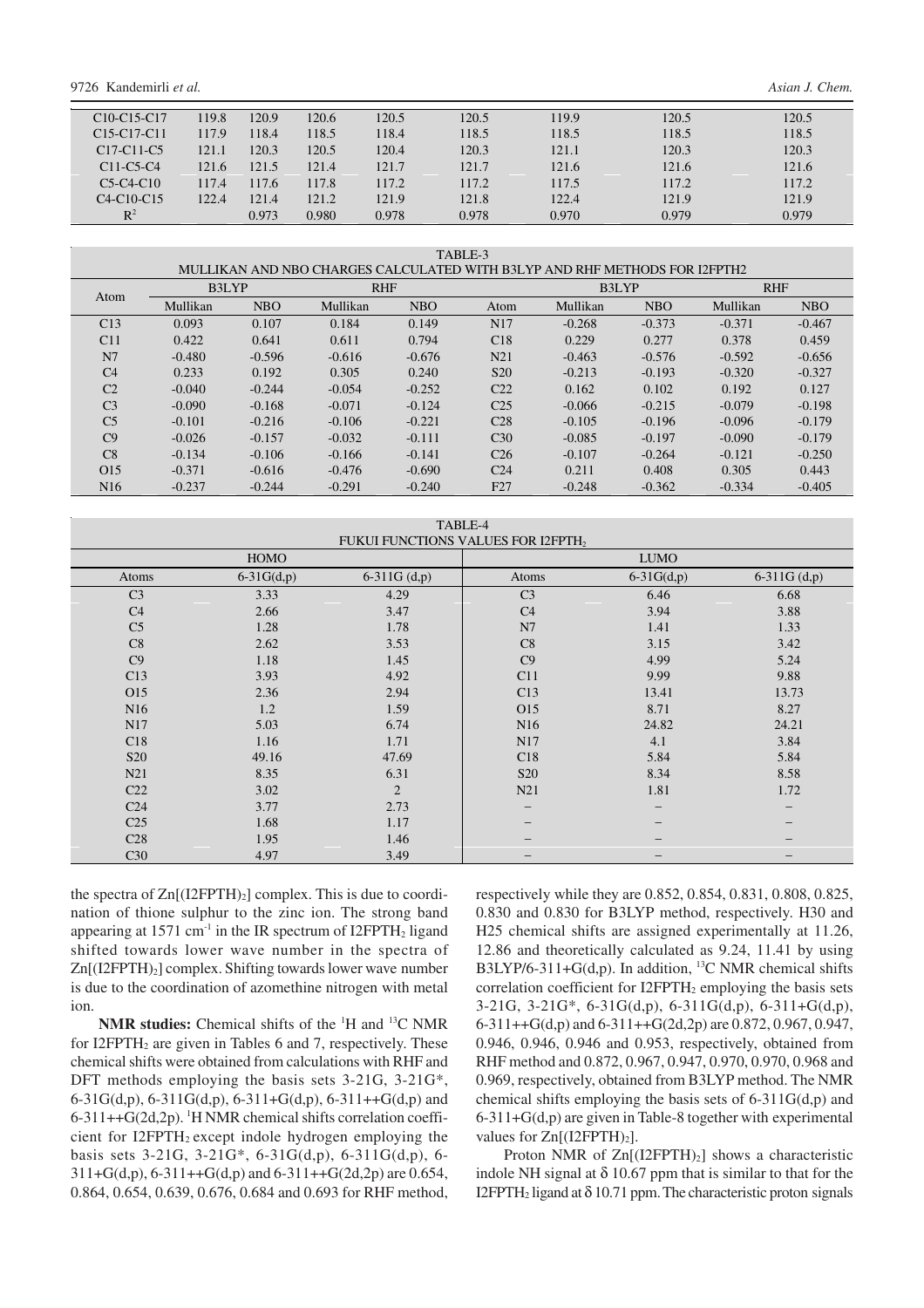| C10-C15-C17 | 119.8 | 120.9 | 120.6 | 120.5 | 120.5 | 119.9 | 120.5 | 120.5 |
|---|---|---|---|---|---|---|---|---|
| C15-C17-C11 | 117.9 | 118.4 | 118.5 | 118.4 | 118.5 | 118.5 | 118.5 | 118.5 |
| C17-C11-C5 | 121.1 | 120.3 | 120.5 | 120.4 | 120.3 | 121.1 | 120.3 | 120.3 |
| C11-C5-C4 | 121.6 | 121.5 | 121.4 | 121.7 | 121.7 | 121.6 | 121.6 | 121.6 |
| C5-C4-C10 | 117.4 | 117.6 | 117.8 | 117.2 | 117.2 | 117.5 | 117.2 | 117.2 |
| C4-C10-C15 | 122.4 | 121.4 | 121.2 | 121.9 | 121.8 | 122.4 | 121.9 | 121.9 |
| $R^2$ | | 0.973 | 0.980 | 0.978 | 0.978 | 0.970 | 0.979 | 0.979 |

TABLE-3
MULLIKAN AND NBO CHARGES CALCULATED WITH B3LYP AND RHF METHODS FOR I2FPTH2

| Atom | B3LYP | | RHF | | Atom | B3LYP | | RHF | |
|---|---|---|---|---|---|---|---|---|---|
| | Mullikan | NBO | Mullikan | NBO | | Mullikan | NBO | Mullikan | NBO |
| C13 | 0.093 | 0.107 | 0.184 | 0.149 | N17 | -0.268 | -0.373 | -0.371 | -0.467 |
| C11 | 0.422 | 0.641 | 0.611 | 0.794 | C18 | 0.229 | 0.277 | 0.378 | 0.459 |
| N7 | -0.480 | -0.596 | -0.616 | -0.676 | N21 | -0.463 | -0.576 | -0.592 | -0.656 |
| C4 | 0.233 | 0.192 | 0.305 | 0.240 | S20 | -0.213 | -0.193 | -0.320 | -0.327 |
| C2 | -0.040 | -0.244 | -0.054 | -0.252 | C22 | 0.162 | 0.102 | 0.192 | 0.127 |
| C3 | -0.090 | -0.168 | -0.071 | -0.124 | C25 | -0.066 | -0.215 | -0.079 | -0.198 |
| C5 | -0.101 | -0.216 | -0.106 | -0.221 | C28 | -0.105 | -0.196 | -0.096 | -0.179 |
| C9 | -0.026 | -0.157 | -0.032 | -0.111 | C30 | -0.085 | -0.197 | -0.090 | -0.179 |
| C8 | -0.134 | -0.106 | -0.166 | -0.141 | C26 | -0.107 | -0.264 | -0.121 | -0.250 |
| O15 | -0.371 | -0.616 | -0.476 | -0.690 | C24 | 0.211 | 0.408 | 0.305 | 0.443 |
| N16 | -0.237 | -0.244 | -0.291 | -0.240 | F27 | -0.248 | -0.362 | -0.334 | -0.405 |

TABLE-4
FUKUI FUNCTIONS VALUES FOR $I2FPTH_2$

| HOMO | | | LUMO | | |
|---|---|---|---|---|---|
| Atoms | 6-31G(d,p) | 6-311G (d,p) | Atoms | 6-31G(d,p) | 6-311G (d,p) |
| C3 | 3.33 | 4.29 | C3 | 6.46 | 6.68 |
| C4 | 2.66 | 3.47 | C4 | 3.94 | 3.88 |
| C5 | 1.28 | 1.78 | N7 | 1.41 | 1.33 |
| C8 | 2.62 | 3.53 | C8 | 3.15 | 3.42 |
| C9 | 1.18 | 1.45 | C9 | 4.99 | 5.24 |
| C13 | 3.93 | 4.92 | C11 | 9.99 | 9.88 |
| O15 | 2.36 | 2.94 | C13 | 13.41 | 13.73 |
| N16 | 1.2 | 1.59 | O15 | 8.71 | 8.27 |
| N17 | 5.03 | 6.74 | N16 | 24.82 | 24.21 |
| C18 | 1.16 | 1.71 | N17 | 4.1 | 3.84 |
| S20 | 49.16 | 47.69 | C18 | 5.84 | 5.84 |
| N21 | 8.35 | 6.31 | S20 | 8.34 | 8.58 |
| C22 | 3.02 | 2 | N21 | 1.81 | 1.72 |
| C24 | 3.77 | 2.73 | – | – | – |
| C25 | 1.68 | 1.17 | – | – | – |
| C28 | 1.95 | 1.46 | – | – | – |
| C30 | 4.97 | 3.49 | – | – | – |

the spectra of $Zn[(I2FPTH)_2]$ complex. This is due to coordination of thione sulphur to the zinc ion. The strong band appearing at 1571 $cm^{-1}$ in the IR spectrum of $I2FPTH_2$ ligand shifted towards lower wave number in the spectra of $Zn[(I2FPTH)_2]$ complex. Shifting towards lower wave number is due to the coordination of azomethine nitrogen with metal ion.

**NMR studies:** Chemical shifts of the $^1H$ and $^{13}C$ NMR for $I2FPTH_2$ are given in Tables 6 and 7, respectively. These chemical shifts were obtained from calculations with RHF and DFT methods employing the basis sets 3-21G, 3-21G*, 6-31G(d,p), 6-311G(d,p), 6-311+G(d,p), 6-311++G(d,p) and 6-311++G(2d,2p). $^1H$ NMR chemical shifts correlation coefficient for $I2FPTH_2$ except indole hydrogen employing the basis sets 3-21G, 3-21G*, 6-31G(d,p), 6-311G(d,p), 6-311+G(d,p), 6-311++G(d,p) and 6-311++G(2d,2p) are 0.654, 0.864, 0.654, 0.639, 0.676, 0.684 and 0.693 for RHF method, respectively while they are 0.852, 0.854, 0.831, 0.808, 0.825, 0.830 and 0.830 for B3LYP method, respectively. H30 and H25 chemical shifts are assigned experimentally at 11.26, 12.86 and theoretically calculated as 9.24, 11.41 by using B3LYP/6-311+G(d,p). In addition, $^{13}C$ NMR chemical shifts correlation coefficient for $I2FPTH_2$ employing the basis sets 3-21G, 3-21G*, 6-31G(d,p), 6-311G(d,p), 6-311+G(d,p), 6-311++G(d,p) and 6-311++G(2d,2p) are 0.872, 0.967, 0.947, 0.946, 0.946, 0.946 and 0.953, respectively, obtained from RHF method and 0.872, 0.967, 0.947, 0.970, 0.970, 0.968 and 0.969, respectively, obtained from B3LYP method. The NMR chemical shifts employing the basis sets of 6-311G(d,p) and 6-311+G(d,p) are given in Table-8 together with experimental values for $Zn[(I2FPTH)_2]$.

Proton NMR of $Zn[(I2FPTH)_2]$ shows a characteristic indole NH signal at δ 10.67 ppm that is similar to that for the $I2FPTH_2$ ligand at δ 10.71 ppm. The characteristic proton signals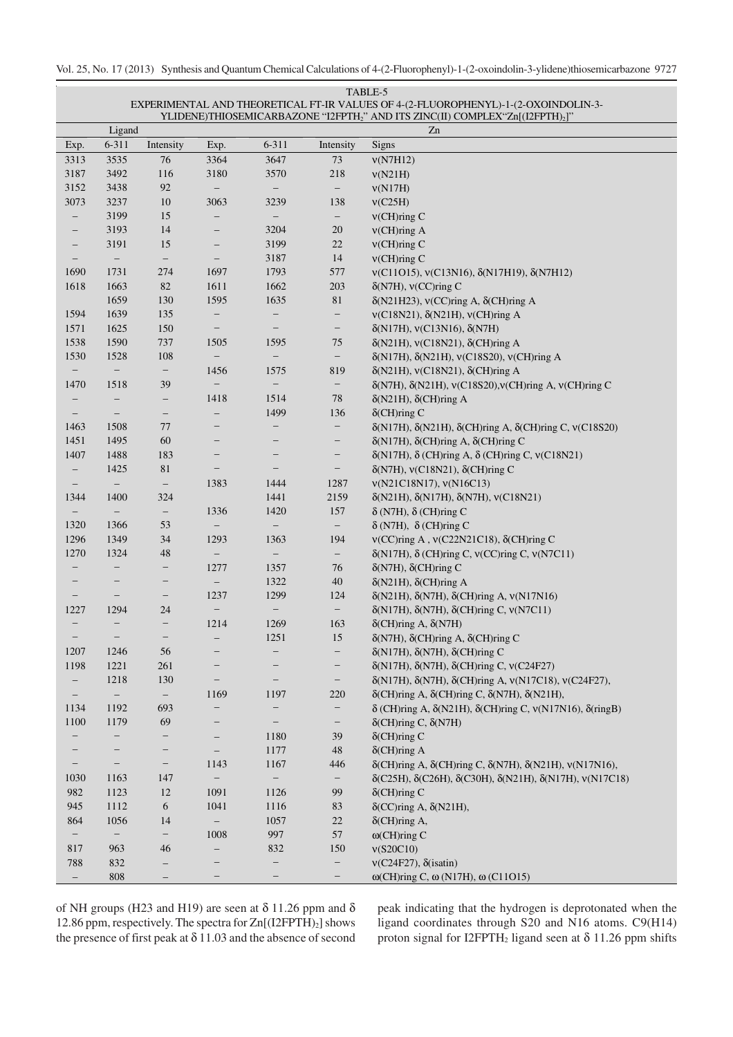TABLE-5
EXPERIMENTAL AND THEORETICAL FT-IR VALUES OF 4-(2-FLUOROPHENYL)-1-(2-OXOINDOLIN-3-YLIDENE)THIOSEMICARBAZONE "I2FPTH$_2$" AND ITS ZINC(II) COMPLEX "Zn[(I2FPTH)$_2$]"

| Ligand | | | Zn | | | |
|---|---|---|---|---|---|---|
| Exp. | 6-311 | Intensity | Exp. | 6-311 | Intensity | Signs |
| 3313 | 3535 | 76 | 3364 | 3647 | 73 | ν(N7H12) |
| 3187 | 3492 | 116 | 3180 | 3570 | 218 | ν(N21H) |
| 3152 | 3438 | 92 | – | – | – | ν(N17H) |
| 3073 | 3237 | 10 | 3063 | 3239 | 138 | ν(C25H) |
| – | 3199 | 15 | – | – | – | ν(CH)ring C |
| – | 3193 | 14 | – | 3204 | 20 | ν(CH)ring A |
| – | 3191 | 15 | – | 3199 | 22 | ν(CH)ring C |
| – | – | – | – | 3187 | 14 | ν(CH)ring C |
| 1690 | 1731 | 274 | 1697 | 1793 | 577 | ν(C11O15), ν(C13N16), δ(N17H19), δ(N7H12) |
| 1618 | 1663 | 82 | 1611 | 1662 | 203 | δ(N7H), ν(CC)ring C |
| | 1659 | 130 | 1595 | 1635 | 81 | δ(N21H23), ν(CC)ring A, δ(CH)ring A |
| 1594 | 1639 | 135 | – | – | – | ν(C18N21), δ(N21H), ν(CH)ring A |
| 1571 | 1625 | 150 | – | – | – | δ(N17H), ν(C13N16), δ(N7H) |
| 1538 | 1590 | 737 | 1505 | 1595 | 75 | δ(N21H), ν(C18N21), δ(CH)ring A |
| 1530 | 1528 | 108 | – | – | – | δ(N17H), δ(N21H), ν(C18S20), ν(CH)ring A |
| – | – | – | 1456 | 1575 | 819 | δ(N21H), ν(C18N21), δ(CH)ring A |
| 1470 | 1518 | 39 | – | – | – | δ(N7H), δ(N21H), ν(C18S20),ν(CH)ring A, ν(CH)ring C |
| – | – | – | 1418 | 1514 | 78 | δ(N21H), δ(CH)ring A |
| – | – | – | – | 1499 | 136 | δ(CH)ring C |
| 1463 | 1508 | 77 | – | – | – | δ(N17H), δ(N21H), δ(CH)ring A, δ(CH)ring C, ν(C18S20) |
| 1451 | 1495 | 60 | – | – | – | δ(N17H), δ(CH)ring A, δ(CH)ring C |
| 1407 | 1488 | 183 | – | – | – | δ(N17H), δ (CH)ring A, δ (CH)ring C, ν(C18N21) |
| – | 1425 | 81 | – | – | – | δ(N7H), ν(C18N21), δ(CH)ring C |
| – | – | – | 1383 | 1444 | 1287 | ν(N21C18N17), ν(N16C13) |
| 1344 | 1400 | 324 | | 1441 | 2159 | δ(N21H), δ(N17H), δ(N7H), ν(C18N21) |
| – | – | – | 1336 | 1420 | 157 | δ (N7H), δ (CH)ring C |
| 1320 | 1366 | 53 | – | – | – | δ (N7H), δ (CH)ring C |
| 1296 | 1349 | 34 | 1293 | 1363 | 194 | ν(CC)ring A , ν(C22N21C18), δ(CH)ring C |
| 1270 | 1324 | 48 | – | – | – | δ(N17H), δ (CH)ring C, ν(CC)ring C, ν(N7C11) |
| – | – | – | 1277 | 1357 | 76 | δ(N7H), δ(CH)ring C |
| – | – | – | – | 1322 | 40 | δ(N21H), δ(CH)ring A |
| – | – | – | 1237 | 1299 | 124 | δ(N21H), δ(N7H), δ(CH)ring A, ν(N17N16) |
| 1227 | 1294 | 24 | – | – | – | δ(N17H), δ(N7H), δ(CH)ring C, ν(N7C11) |
| – | – | – | 1214 | 1269 | 163 | δ(CH)ring A, δ(N7H) |
| – | – | – | – | 1251 | 15 | δ(N7H), δ(CH)ring A, δ(CH)ring C |
| 1207 | 1246 | 56 | – | – | – | δ(N17H), δ(N7H), δ(CH)ring C |
| 1198 | 1221 | 261 | – | – | – | δ(N17H), δ(N7H), δ(CH)ring C, ν(C24F27) |
| – | 1218 | 130 | – | – | – | δ(N17H), δ(N7H), δ(CH)ring A, ν(N17C18), ν(C24F27), |
| – | – | – | 1169 | 1197 | 220 | δ(CH)ring A, δ(CH)ring C, δ(N7H), δ(N21H), |
| 1134 | 1192 | 693 | – | – | – | δ (CH)ring A, δ(N21H), δ(CH)ring C, ν(N17N16), δ(ringB) |
| 1100 | 1179 | 69 | – | – | – | δ(CH)ring C, δ(N7H) |
| – | – | – | – | 1180 | 39 | δ(CH)ring C |
| – | – | – | – | 1177 | 48 | δ(CH)ring A |
| – | – | – | 1143 | 1167 | 446 | δ(CH)ring A, δ(CH)ring C, δ(N7H), δ(N21H), ν(N17N16), |
| 1030 | 1163 | 147 | – | – | – | δ(C25H), δ(C26H), δ(C30H), δ(N21H), δ(N17H), ν(N17C18) |
| 982 | 1123 | 12 | 1091 | 1126 | 99 | δ(CH)ring C |
| 945 | 1112 | 6 | 1041 | 1116 | 83 | δ(CC)ring A, δ(N21H), |
| 864 | 1056 | 14 | – | 1057 | 22 | δ(CH)ring A, |
| – | – | – | 1008 | 997 | 57 | ω(CH)ring C |
| 817 | 963 | 46 | – | 832 | 150 | ν(S20C10) |
| 788 | 832 | – | – | – | – | ν(C24F27), δ(isatin) |
| – | 808 | – | – | – | – | ω(CH)ring C, ω (N17H), ω (C11O15) |

of NH groups (H23 and H19) are seen at δ 11.26 ppm and δ 12.86 ppm, respectively. The spectra for Zn[(I2FPTH)$_2$] shows the presence of first peak at δ 11.03 and the absence of second peak indicating that the hydrogen is deprotonated when the ligand coordinates through S20 and N16 atoms. C9(H14) proton signal for I2FPTH$_2$ ligand seen at δ 11.26 ppm shifts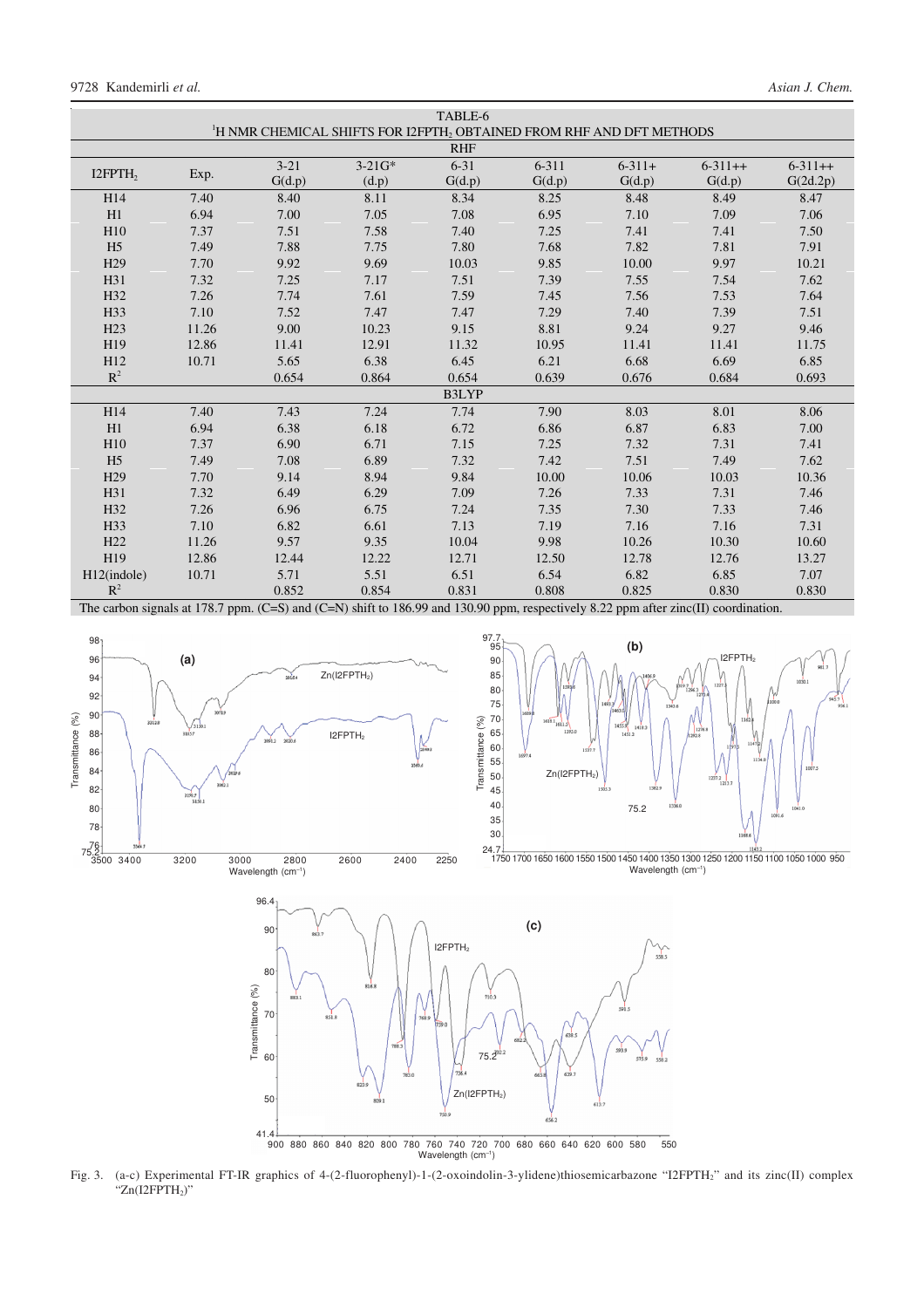TABLE-6

$^{1}H$ NMR CHEMICAL SHIFTS FOR I2FPTH$_2$ OBTAINED FROM RHF AND DFT METHODS

| I2FPTH$_2$ | Exp. | 3-21 G(d.p) | 3-21G* (d.p) | 6-31 G(d.p) | 6-311 G(d.p) | 6-311+ G(d.p) | 6-311++ G(d.p) | 6-311++ G(2d.2p) |
|---|---|---|---|---|---|---|---|---|
| **RHF** | | | | | | | | |
| H14 | 7.40 | 8.40 | 8.11 | 8.34 | 8.25 | 8.48 | 8.49 | 8.47 |
| H1 | 6.94 | 7.00 | 7.05 | 7.08 | 6.95 | 7.10 | 7.09 | 7.06 |
| H10 | 7.37 | 7.51 | 7.58 | 7.40 | 7.25 | 7.41 | 7.41 | 7.50 |
| H5 | 7.49 | 7.88 | 7.75 | 7.80 | 7.68 | 7.82 | 7.81 | 7.91 |
| H29 | 7.70 | 9.92 | 9.69 | 10.03 | 9.85 | 10.00 | 9.97 | 10.21 |
| H31 | 7.32 | 7.25 | 7.17 | 7.51 | 7.39 | 7.55 | 7.54 | 7.62 |
| H32 | 7.26 | 7.74 | 7.61 | 7.59 | 7.45 | 7.56 | 7.53 | 7.64 |
| H33 | 7.10 | 7.52 | 7.47 | 7.47 | 7.29 | 7.40 | 7.39 | 7.51 |
| H23 | 11.26 | 9.00 | 10.23 | 9.15 | 8.81 | 9.24 | 9.27 | 9.46 |
| H19 | 12.86 | 11.41 | 12.91 | 11.32 | 10.95 | 11.41 | 11.41 | 11.75 |
| H12 | 10.71 | 5.65 | 6.38 | 6.45 | 6.21 | 6.68 | 6.69 | 6.85 |
| $R^2$ | | 0.654 | 0.864 | 0.654 | 0.639 | 0.676 | 0.684 | 0.693 |
| **B3LYP** | | | | | | | | |
| H14 | 7.40 | 7.43 | 7.24 | 7.74 | 7.90 | 8.03 | 8.01 | 8.06 |
| H1 | 6.94 | 6.38 | 6.18 | 6.72 | 6.86 | 6.87 | 6.83 | 7.00 |
| H10 | 7.37 | 6.90 | 6.71 | 7.15 | 7.25 | 7.32 | 7.31 | 7.41 |
| H5 | 7.49 | 7.08 | 6.89 | 7.32 | 7.42 | 7.51 | 7.49 | 7.62 |
| H29 | 7.70 | 9.14 | 8.94 | 9.84 | 10.00 | 10.06 | 10.03 | 10.36 |
| H31 | 7.32 | 6.49 | 6.29 | 7.09 | 7.26 | 7.33 | 7.31 | 7.46 |
| H32 | 7.26 | 6.96 | 6.75 | 7.24 | 7.35 | 7.30 | 7.33 | 7.46 |
| H33 | 7.10 | 6.82 | 6.61 | 7.13 | 7.19 | 7.16 | 7.16 | 7.31 |
| H22 | 11.26 | 9.57 | 9.35 | 10.04 | 9.98 | 10.26 | 10.30 | 10.60 |
| H19 | 12.86 | 12.44 | 12.22 | 12.71 | 12.50 | 12.78 | 12.76 | 13.27 |
| H12(indole) | 10.71 | 5.71 | 5.51 | 6.51 | 6.54 | 6.82 | 6.85 | 7.07 |
| $R^2$ | | 0.852 | 0.854 | 0.831 | 0.808 | 0.825 | 0.830 | 0.830 |

The carbon signals at 178.7 ppm. (C=S) and (C=N) shift to 186.99 and 130.90 ppm, respectively 8.22 ppm after zinc(II) coordination.

Fig. 3. (a-c) Experimental FT-IR graphics of 4-(2-fluorophenyl)-1-(2-oxoindolin-3-ylidene)thiosemicarbazone "I2FPTH$_2$" and its zinc(II) complex "Zn(I2FPTH$_2$)"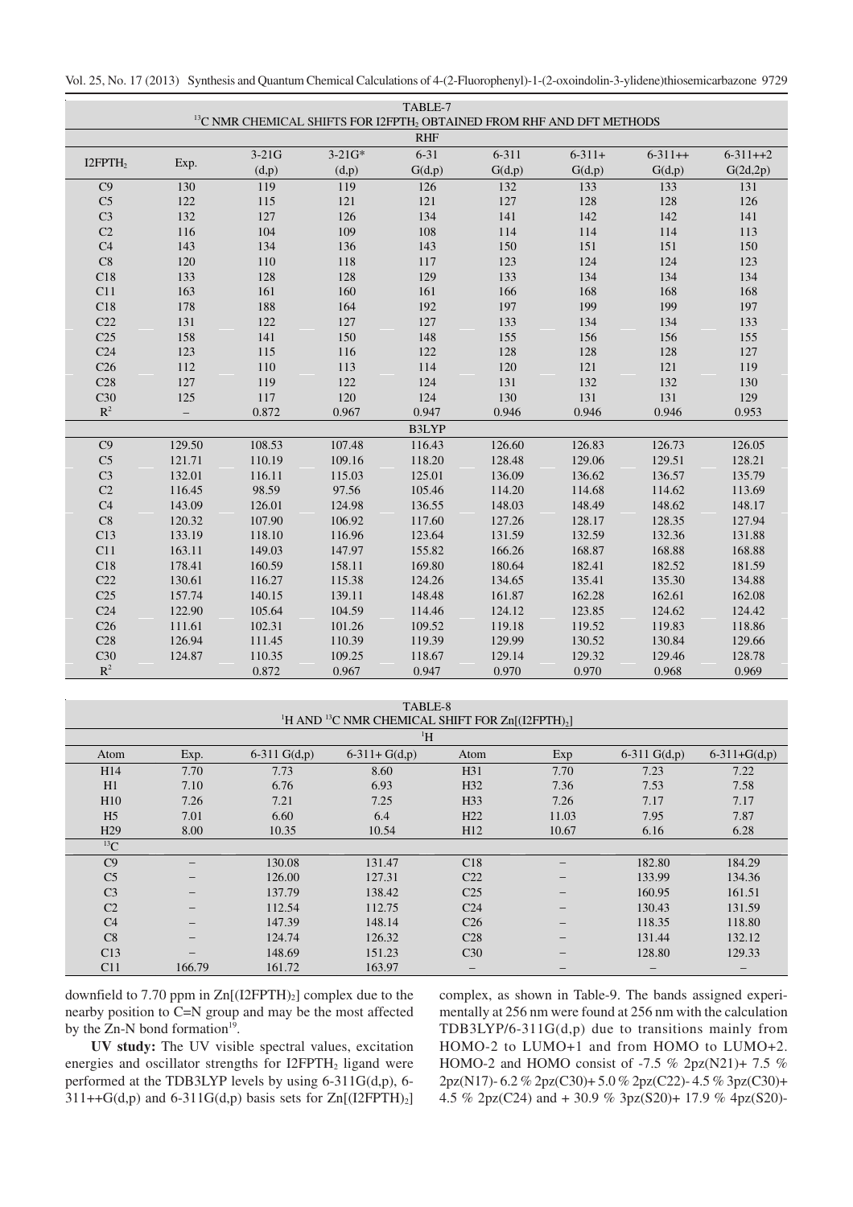TABLE-7
$^{13}C$ NMR CHEMICAL SHIFTS FOR $I2FPTH_2$ OBTAINED FROM RHF AND DFT METHODS

| $I2FPTH_2$ | Exp. | 3-21G (d,p) | 3-21G* (d,p) | 6-31 G(d,p) | 6-311 G(d,p) | 6-311+ G(d,p) | 6-311++ G(d,p) | 6-311++2 G(2d,2p) |
|---|---|---|---|---|---|---|---|---|
| **RHF** | | | | | | | | |
| C9 | 130 | 119 | 119 | 126 | 132 | 133 | 133 | 131 |
| C5 | 122 | 115 | 121 | 121 | 127 | 128 | 128 | 126 |
| C3 | 132 | 127 | 126 | 134 | 141 | 142 | 142 | 141 |
| C2 | 116 | 104 | 109 | 108 | 114 | 114 | 114 | 113 |
| C4 | 143 | 134 | 136 | 143 | 150 | 151 | 151 | 150 |
| C8 | 120 | 110 | 118 | 117 | 123 | 124 | 124 | 123 |
| C18 | 133 | 128 | 128 | 129 | 133 | 134 | 134 | 134 |
| C11 | 163 | 161 | 160 | 161 | 166 | 168 | 168 | 168 |
| C18 | 178 | 188 | 164 | 192 | 197 | 199 | 199 | 197 |
| C22 | 131 | 122 | 127 | 127 | 133 | 134 | 134 | 133 |
| C25 | 158 | 141 | 150 | 148 | 155 | 156 | 156 | 155 |
| C24 | 123 | 115 | 116 | 122 | 128 | 128 | 128 | 127 |
| C26 | 112 | 110 | 113 | 114 | 120 | 121 | 121 | 119 |
| C28 | 127 | 119 | 122 | 124 | 131 | 132 | 132 | 130 |
| C30 | 125 | 117 | 120 | 124 | 130 | 131 | 131 | 129 |
| $R^2$ | – | 0.872 | 0.967 | 0.947 | 0.946 | 0.946 | 0.946 | 0.953 |
| **B3LYP** | | | | | | | | |
| C9 | 129.50 | 108.53 | 107.48 | 116.43 | 126.60 | 126.83 | 126.73 | 126.05 |
| C5 | 121.71 | 110.19 | 109.16 | 118.20 | 128.48 | 129.06 | 129.51 | 128.21 |
| C3 | 132.01 | 116.11 | 115.03 | 125.01 | 136.09 | 136.62 | 136.57 | 135.79 |
| C2 | 116.45 | 98.59 | 97.56 | 105.46 | 114.20 | 114.68 | 114.62 | 113.69 |
| C4 | 143.09 | 126.01 | 124.98 | 136.55 | 148.03 | 148.49 | 148.62 | 148.17 |
| C8 | 120.32 | 107.90 | 106.92 | 117.60 | 127.26 | 128.17 | 128.35 | 127.94 |
| C13 | 133.19 | 118.10 | 116.96 | 123.64 | 131.59 | 132.59 | 132.36 | 131.88 |
| C11 | 163.11 | 149.03 | 147.97 | 155.82 | 166.26 | 168.87 | 168.88 | 168.88 |
| C18 | 178.41 | 160.59 | 158.11 | 169.80 | 180.64 | 182.41 | 182.52 | 181.59 |
| C22 | 130.61 | 116.27 | 115.38 | 124.26 | 134.65 | 135.41 | 135.30 | 134.88 |
| C25 | 157.74 | 140.15 | 139.11 | 148.48 | 161.87 | 162.28 | 162.61 | 162.08 |
| C24 | 122.90 | 105.64 | 104.59 | 114.46 | 124.12 | 123.85 | 124.62 | 124.42 |
| C26 | 111.61 | 102.31 | 101.26 | 109.52 | 119.18 | 119.52 | 119.83 | 118.86 |
| C28 | 126.94 | 111.45 | 110.39 | 119.39 | 129.99 | 130.52 | 130.84 | 129.66 |
| C30 | 124.87 | 110.35 | 109.25 | 118.67 | 129.14 | 129.32 | 129.46 | 128.78 |
| $R^2$ | | 0.872 | 0.967 | 0.947 | 0.970 | 0.970 | 0.968 | 0.969 |

TABLE-8
$^1H$ AND $^{13}C$ NMR CHEMICAL SHIFT FOR $Zn[(I2FPTH)_2]$

| Atom | Exp. | 6-311 G(d,p) | 6-311+ G(d,p) | Atom | Exp | 6-311 G(d,p) | 6-311+G(d,p) |
|---|---|---|---|---|---|---|---|
| **$^1H$** | | | | | | | |
| H14 | 7.70 | 7.73 | 8.60 | H31 | 7.70 | 7.23 | 7.22 |
| H1 | 7.10 | 6.76 | 6.93 | H32 | 7.36 | 7.53 | 7.58 |
| H10 | 7.26 | 7.21 | 7.25 | H33 | 7.26 | 7.17 | 7.17 |
| H5 | 7.01 | 6.60 | 6.4 | H22 | 11.03 | 7.95 | 7.87 |
| H29 | 8.00 | 10.35 | 10.54 | H12 | 10.67 | 6.16 | 6.28 |
| **$^{13}C$** | | | | | | | |
| C9 | – | 130.08 | 131.47 | C18 | – | 182.80 | 184.29 |
| C5 | – | 126.00 | 127.31 | C22 | – | 133.99 | 134.36 |
| C3 | – | 137.79 | 138.42 | C25 | – | 160.95 | 161.51 |
| C2 | – | 112.54 | 112.75 | C24 | – | 130.43 | 131.59 |
| C4 | – | 147.39 | 148.14 | C26 | – | 118.35 | 118.80 |
| C8 | – | 124.74 | 126.32 | C28 | – | 131.44 | 132.12 |
| C13 | – | 148.69 | 151.23 | C30 | – | 128.80 | 129.33 |
| C11 | 166.79 | 161.72 | 163.97 | – | – | – | – |

downfield to 7.70 ppm in $Zn[(I2FPTH)_2]$ complex due to the nearby position to C=N group and may be the most affected by the Zn-N bond formation[19].

**UV study:** The UV visible spectral values, excitation energies and oscillator strengths for $I2FPTH_2$ ligand were performed at the TDB3LYP levels by using 6-311G(d,p), 6-311++G(d,p) and 6-311G(d,p) basis sets for $Zn[(I2FPTH)_2]$ complex, as shown in Table-9. The bands assigned experimentally at 256 nm were found at 256 nm with the calculation TDB3LYP/6-311G(d,p) due to transitions mainly from HOMO-2 to LUMO+1 and from HOMO to LUMO+2. HOMO-2 and HOMO consist of -7.5 % 2pz(N21)+ 7.5 % 2pz(N17)- 6.2 % 2pz(C30)+ 5.0 % 2pz(C22)- 4.5 % 3pz(C30)+ 4.5 % 2pz(C24) and + 30.9 % 3pz(S20)+ 17.9 % 4pz(S20)-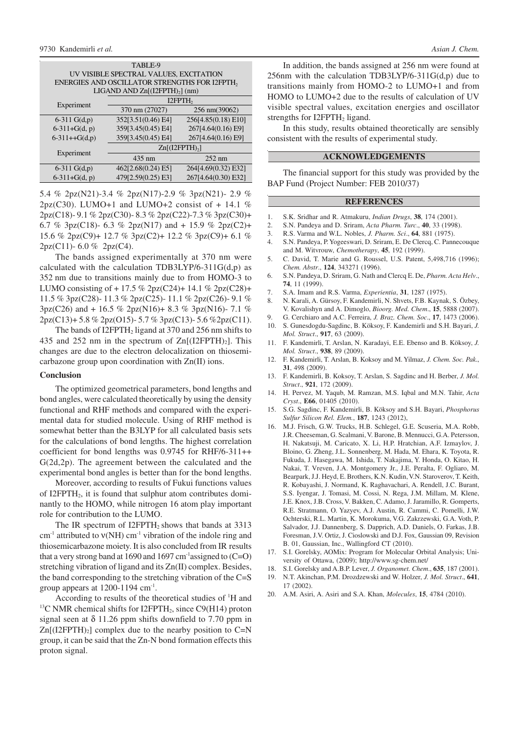TABLE-9
UV VISIBLE SPECTRAL VALUES, EXCITATION ENERGIES AND OSCILLATOR STRENGTHS FOR I2FPTH$_2$ LIGAND AND Zn[(I2FPTH)$_2$] (nm)

| Experiment | I2FPTH$_2$ | |
|---|---|---|
| | 370 nm (27027) | 256 nm(39062) |
| 6-311 G(d,p) | 352[3.51(0.46) E4] | 256[4.85(0.18) E10] |
| 6-311+G(d, p) | 359[3.45(0.45) E4] | 267[4.64(0.16) E9] |
| 6-311++G(d,p) | 359[3.45(0.45) E4] | 267[4.64(0.16) E9] |
| Experiment | Zn[(I2FPTH)$_2$] | |
| | 435 nm | 252 nm |
| 6-311 G(d,p) | 462[2.68(0.24) E5] | 264[4.69(0.32) E32] |
| 6-311+G(d, p) | 479[2.59(0.25) E3] | 267[4.64(0.30) E32] |

5.4 % 2pz(N21)-3.4 % 2pz(N17)-2.9 % 3pz(N21)- 2.9 % 2pz(C30). LUMO+1 and LUMO+2 consist of + 14.1 % 2pz(C18)- 9.1 % 2pz(C30)- 8.3 % 2pz(C22)-7.3 % 3pz(C30)+ 6.7 % 3pz(C18)- 6.3 % 2pz(N17) and + 15.9 % 2pz(C2)+ 15.6 % 2pz(C9)+ 12.7 % 3pz(C2)+ 12.2 % 3pz(C9)+ 6.1 % 2pz(C11)- 6.0 % 2pz(C4).

The bands assigned experimentally at 370 nm were calculated with the calculation TDB3LYP/6-311G(d,p) as 352 nm due to transitions mainly due to from HOMO-3 to LUMO consisting of + 17.5 % 2pz(C24)+ 14.1 % 2pz(C28)+ 11.5 % 3pz(C28)- 11.3 % 2pz(C25)- 11.1 % 2pz(C26)- 9.1 % 3pz(C26) and + 16.5 % 2pz(N16)+ 8.3 % 3pz(N16)- 7.1 % 2pz(C13)+ 5.8 % 2pz(O15)- 5.7 % 3pz(C13)- 5.6 %2pz(C11).

The bands of I2FPTH$_2$ ligand at 370 and 256 nm shifts to 435 and 252 nm in the spectrum of Zn[(I2FPTH)$_2$]. This changes are due to the electron delocalization on thiosemicarbazone group upon coordination with Zn(II) ions.

In addition, the bands assigned at 256 nm were found at 256nm with the calculation TDB3LYP/6-311G(d,p) due to transitions mainly from HOMO-2 to LUMO+1 and from HOMO to LUMO+2 due to the results of calculation of UV visible spectral values, excitation energies and oscillator strengths for I2FPTH$_2$ ligand.

In this study, results obtained theoretically are sensibly consistent with the results of experimental study.

## Conclusion

The optimized geometrical parameters, bond lengths and bond angles, were calculated theoretically by using the density functional and RHF methods and compared with the experimental data for studied molecule. Using of RHF method is somewhat better than the B3LYP for all calculated basis sets for the calculations of bond lengths. The highest correlation coefficient for bond lengths was 0.9745 for RHF/6-311++ G(2d,2p). The agreement between the calculated and the experimental bond angles is better than for the bond lengths.

Moreover, according to results of Fukui functions values of I2FPTH$_2$, it is found that sulphur atom contributes dominantly to the HOMO, while nitrogen 16 atom play important role for contribution to the LUMO.

The IR spectrum of I2FPTH$_2$ shows that bands at 3313 cm$^{-1}$ attributed to ν(NH) cm$^{-1}$ vibration of the indole ring and thiosemicarbazone moiety. It is also concluded from IR results that a very strong band at 1690 and 1697 cm$^{-1}$assigned to (C=O) stretching vibration of ligand and its Zn(II) complex. Besides, the band corresponding to the stretching vibration of the C=S group appears at 1200-1194 cm$^{-1}$.

According to results of the theoretical studies of $^{1}$H and $^{13}$C NMR chemical shifts for I2FPTH$_2$, since C9(H14) proton signal seen at δ 11.26 ppm shifts downfield to 7.70 ppm in Zn[(I2FPTH)$_2$] complex due to the nearby position to C=N group, it can be said that the Zn-N bond formation effects this proton signal.

## ACKNOWLEDGEMENTS

The financial support for this study was provided by the BAP Fund (Project Number: FEB 2010/37)

## REFERENCES

1. S.K. Sridhar and R. Atmakuru, *Indian Drugs*, **38**, 174 (2001).
2. S.N. Pandeya and D. Sriram, *Acta Pharm. Turc*., **40**, 33 (1998).
3. R.S. Varma and W.L. Nobles, *J. Pharm. Sci*., **64**, 881 (1975).
4. S.N. Pandeya, P. Yogeeswari, D. Sriram, E. De Clercq, C. Pannecouque and M. Witvrouw, *Chemotherapy*, **45**, 192 (1999).
5. C. David, T. Marie and G. Roussel, U.S. Patent, 5,498,716 (1996); *Chem. Abstr*., **124**, 343271 (1996).
6. S.N. Pandeya, D. Sriram, G. Nath and Clercq E. De, *Pharm. Acta Helv*., **74**, 11 (1999).
7. S.A. Imam and R.S. Varma, *Experientia*, **31**, 1287 (1975).
8. N. Karali, A. Gürsoy, F. Kandemirli, N. Shvets, F.B. Kaynak, S. Özbey, V. Kovalishyn and A. Dimoglo, *Bioorg. Med. Chem*., **15**, 5888 (2007).
9. G. Cerchiaro and A.C. Ferreira, *J. Braz. Chem. Soc*., **17**, 1473 (2006).
10. S. Gunesdogdu-Sagdinc, B. Köksoy, F. Kandemirli and S.H. Bayari, *J. Mol. Struct*., **917**, 63 (2009).
11. F. Kandemirli, T. Arslan, N. Karadayi, E.E. Ebenso and B. Köksoy, *J. Mol. Struct*., **938**, 89 (2009).
12. F. Kandemirli, T. Arslan, B. Koksoy and M. Yilmaz, *J. Chem. Soc. Pak*., **31**, 498 (2009).
13. F. Kandemirli, B. Koksoy, T. Arslan, S. Sagdinc and H. Berber, *J. Mol. Struct*., **921**, 172 (2009).
14. H. Pervez, M. Yaqub, M. Ramzan, M.S. Iqbal and M.N. Tahir, *Acta Cryst*., **E66**, 01405 (2010).
15. S.G. Sagdinc, F. Kandemirli, B. Köksoy and S.H. Bayari, *Phosphorus Sulfur Silicon Rel. Elem.*, **187**, 1243 (2012),
16. M.J. Frisch, G.W. Trucks, H.B. Schlegel, G.E. Scuseria, M.A. Robb, J.R. Cheeseman, G. Scalmani, V. Barone, B. Mennucci, G.A. Petersson, H. Nakatsuji, M. Caricato, X. Li, H.P. Hratchian, A.F. Izmaylov, J. Bloino, G. Zheng, J.L. Sonnenberg, M. Hada, M. Ehara, K. Toyota, R. Fukuda, J. Hasegawa, M. Ishida, T. Nakajima, Y. Honda, O. Kitao, H. Nakai, T. Vreven, J.A. Montgomery Jr., J.E. Peralta, F. Ogliaro, M. Bearpark, J.J. Heyd, E. Brothers, K.N. Kudin, V.N. Staroverov, T. Keith, R. Kobayashi, J. Normand, K. Raghavachari, A. Rendell, J.C. Burant, S.S. Iyengar, J. Tomasi, M. Cossi, N. Rega, J.M. Millam, M. Klene, J.E. Knox, J.B. Cross, V. Bakken, C. Adamo, J. Jaramillo, R. Gomperts, R.E. Stratmann, O. Yazyev, A.J. Austin, R. Cammi, C. Pomelli, J.W. Ochterski, R.L. Martin, K. Morokuma, V.G. Zakrzewski, G.A. Voth, P. Salvador, J.J. Dannenberg, S. Dapprich, A.D. Daniels, O. Farkas, J.B. Foresman, J.V. Ortiz, J. Cioslowski and D.J. Fox, Gaussian 09, Revision B. 01, Gaussian, Inc., Wallingford CT (2010).
17. S.I. Gorelsky, AOMix: Program for Molecular Orbital Analysis; University of Ottawa, (2009); http://www.sg-chem.net/
18. S.I. Gorelsky and A.B.P. Lever, *J. Organomet. Chem*., **635**, 187 (2001).
19. N.T. Akinchan, P.M. Drozdzewski and W. Holzer, *J. Mol. Struct*., **641**, 17 (2002).
20. A.M. Asiri, A. Asiri and S.A. Khan, *Molecules*, **15**, 4784 (2010).